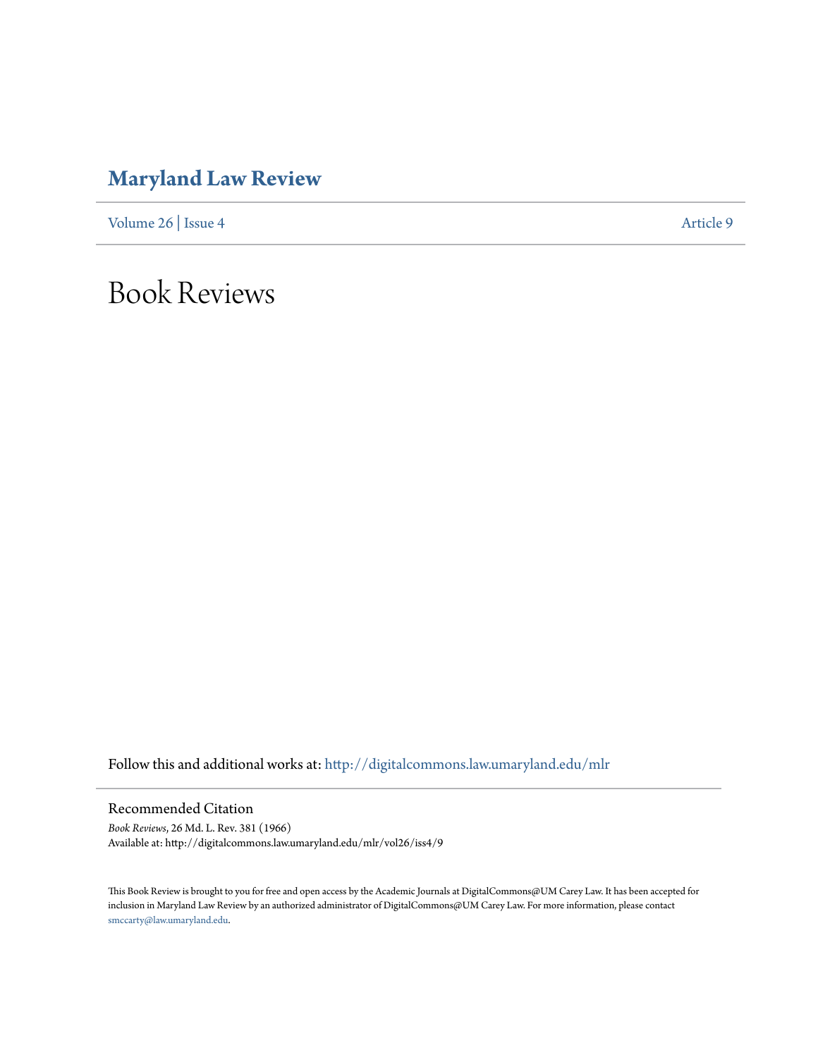# Maryland Law Review

Volume 26 | Issue 4 Article 9

# Book Reviews

Follow this and additional works at: http://digitalcommons.law.umaryland.edu/mlr

## Recommended Citation

*Book Reviews*, 26 Md. L. Rev. 381 (1966)
Available at: http://digitalcommons.law.umaryland.edu/mlr/vol26/iss4/9

This Book Review is brought to you for free and open access by the Academic Journals at DigitalCommons@UM Carey Law. It has been accepted for inclusion in Maryland Law Review by an authorized administrator of DigitalCommons@UM Carey Law. For more information, please contact smccarty@law.umaryland.edu.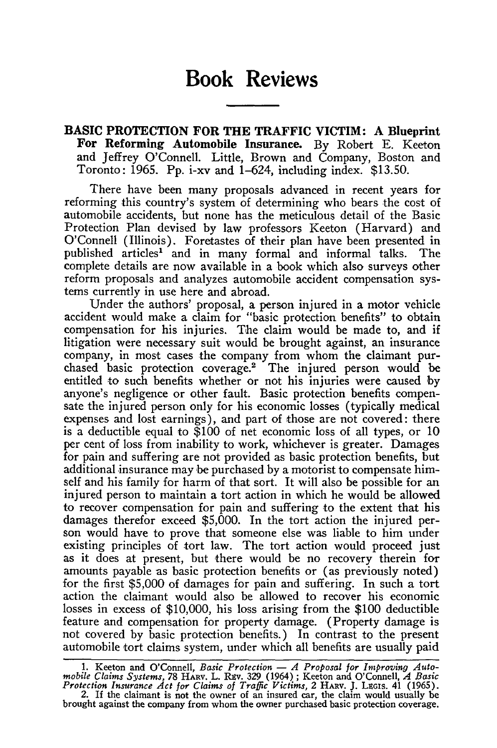# Book Reviews

**BASIC PROTECTION FOR THE TRAFFIC VICTIM: A Blueprint For Reforming Automobile Insurance.** By Robert E. Keeton and Jeffrey O'Connell. Little, Brown and Company, Boston and Toronto: 1965. Pp. i-xv and 1–624, including index. $13.50.

There have been many proposals advanced in recent years for reforming this country's system of determining who bears the cost of automobile accidents, but none has the meticulous detail of the Basic Protection Plan devised by law professors Keeton (Harvard) and O'Connell (Illinois). Foretastes of their plan have been presented in published articles[1] and in many formal and informal talks. The complete details are now available in a book which also surveys other reform proposals and analyzes automobile accident compensation systems currently in use here and abroad.

Under the authors' proposal, a person injured in a motor vehicle accident would make a claim for "basic protection benefits" to obtain compensation for his injuries. The claim would be made to, and if litigation were necessary suit would be brought against, an insurance company, in most cases the company from whom the claimant purchased basic protection coverage.[2] The injured person would be entitled to such benefits whether or not his injuries were caused by anyone's negligence or other fault. Basic protection benefits compensate the injured person only for his economic losses (typically medical expenses and lost earnings), and part of those are not covered: there is a deductible equal to $100 of net economic loss of all types, or 10 per cent of loss from inability to work, whichever is greater. Damages for pain and suffering are not provided as basic protection benefits, but additional insurance may be purchased by a motorist to compensate himself and his family for harm of that sort. It will also be possible for an injured person to maintain a tort action in which he would be allowed to recover compensation for pain and suffering to the extent that his damages therefor exceed $5,000. In the tort action the injured person would have to prove that someone else was liable to him under existing principles of tort law. The tort action would proceed just as it does at present, but there would be no recovery therein for amounts payable as basic protection benefits or (as previously noted) for the first $5,000 of damages for pain and suffering. In such a tort action the claimant would also be allowed to recover his economic losses in excess of $10,000, his loss arising from the $100 deductible feature and compensation for property damage. (Property damage is not covered by basic protection benefits.) In contrast to the present automobile tort claims system, under which all benefits are usually paid

---

1. Keeton and O'Connell, *Basic Protection — A Proposal for Improving Automobile Claims Systems*, 78 HARV. L. REV. 329 (1964); Keeton and O'Connell, *A Basic Protection Insurance Act for Claims of Traffic Victims*, 2 HARV. J. LEGIS. 41 (1965).

2. If the claimant is not the owner of an insured car, the claim would usually be brought against the company from whom the owner purchased basic protection coverage.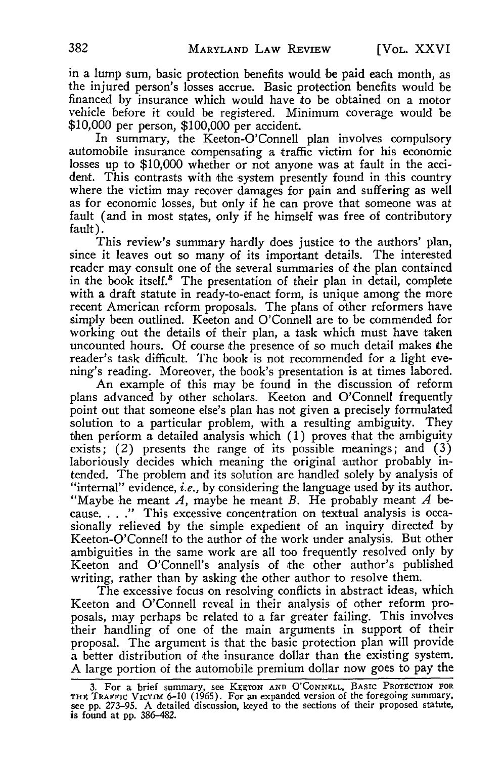in a lump sum, basic protection benefits would be paid each month, as the injured person's losses accrue. Basic protection benefits would be financed by insurance which would have to be obtained on a motor vehicle before it could be registered. Minimum coverage would be $10,000 per person, $100,000 per accident.

In summary, the Keeton-O'Connell plan involves compulsory automobile insurance compensating a traffic victim for his economic losses up to $10,000 whether or not anyone was at fault in the accident. This contrasts with the system presently found in this country where the victim may recover damages for pain and suffering as well as for economic losses, but only if he can prove that someone was at fault (and in most states, only if he himself was free of contributory fault).

This review's summary hardly does justice to the authors' plan, since it leaves out so many of its important details. The interested reader may consult one of the several summaries of the plan contained in the book itself.[3] The presentation of their plan in detail, complete with a draft statute in ready-to-enact form, is unique among the more recent American reform proposals. The plans of other reformers have simply been outlined. Keeton and O'Connell are to be commended for working out the details of their plan, a task which must have taken uncounted hours. Of course the presence of so much detail makes the reader's task difficult. The book is not recommended for a light evening's reading. Moreover, the book's presentation is at times labored.

An example of this may be found in the discussion of reform plans advanced by other scholars. Keeton and O'Connell frequently point out that someone else's plan has not given a precisely formulated solution to a particular problem, with a resulting ambiguity. They then perform a detailed analysis which (1) proves that the ambiguity exists; (2) presents the range of its possible meanings; and (3) laboriously decides which meaning the original author probably intended. The problem and its solution are handled solely by analysis of "internal" evidence, *i.e.,* by considering the language used by its author. "Maybe he meant *A*, maybe he meant *B*. He probably meant *A* because. . . ." This excessive concentration on textual analysis is occasionally relieved by the simple expedient of an inquiry directed by Keeton-O'Connell to the author of the work under analysis. But other ambiguities in the same work are all too frequently resolved only by Keeton and O'Connell's analysis of the other author's published writing, rather than by asking the other author to resolve them.

The excessive focus on resolving conflicts in abstract ideas, which Keeton and O'Connell reveal in their analysis of other reform proposals, may perhaps be related to a far greater failing. This involves their handling of one of the main arguments in support of their proposal. The argument is that the basic protection plan will provide a better distribution of the insurance dollar than the existing system. A large portion of the automobile premium dollar now goes to pay the

---

3. For a brief summary, see KEETON AND O'CONNELL, BASIC PROTECTION FOR THE TRAFFIC VICTIM 6-10 (1965). For an expanded version of the foregoing summary, see pp. 273-95. A detailed discussion, keyed to the sections of their proposed statute, is found at pp. 386-482.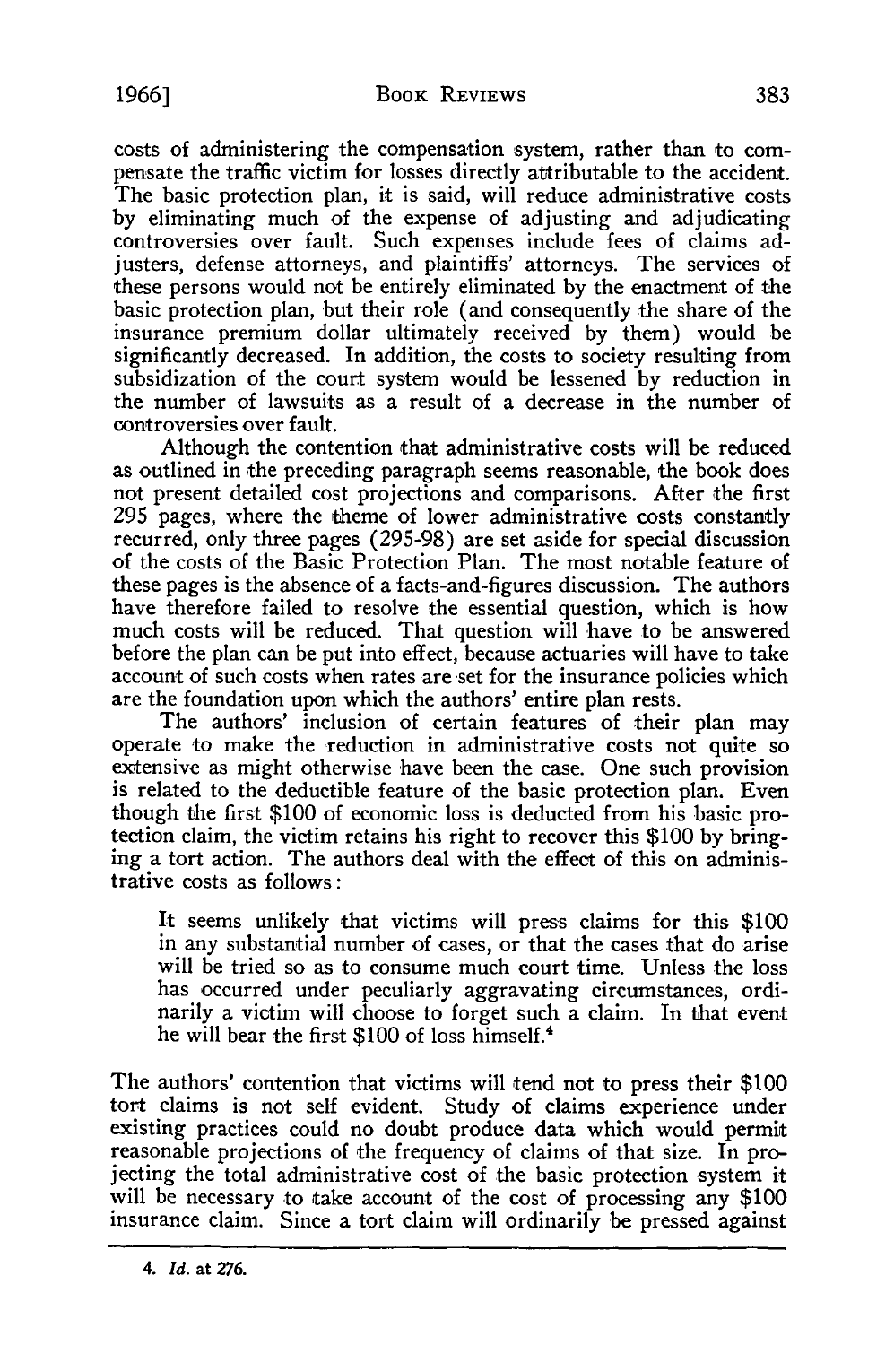costs of administering the compensation system, rather than to compensate the traffic victim for losses directly attributable to the accident. The basic protection plan, it is said, will reduce administrative costs by eliminating much of the expense of adjusting and adjudicating controversies over fault. Such expenses include fees of claims adjusters, defense attorneys, and plaintiffs' attorneys. The services of these persons would not be entirely eliminated by the enactment of the basic protection plan, but their role (and consequently the share of the insurance premium dollar ultimately received by them) would be significantly decreased. In addition, the costs to society resulting from subsidization of the court system would be lessened by reduction in the number of lawsuits as a result of a decrease in the number of controversies over fault.

Although the contention that administrative costs will be reduced as outlined in the preceding paragraph seems reasonable, the book does not present detailed cost projections and comparisons. After the first 295 pages, where the theme of lower administrative costs constantly recurred, only three pages (295-98) are set aside for special discussion of the costs of the Basic Protection Plan. The most notable feature of these pages is the absence of a facts-and-figures discussion. The authors have therefore failed to resolve the essential question, which is how much costs will be reduced. That question will have to be answered before the plan can be put into effect, because actuaries will have to take account of such costs when rates are set for the insurance policies which are the foundation upon which the authors' entire plan rests.

The authors' inclusion of certain features of their plan may operate to make the reduction in administrative costs not quite so extensive as might otherwise have been the case. One such provision is related to the deductible feature of the basic protection plan. Even though the first \$100 of economic loss is deducted from his basic protection claim, the victim retains his right to recover this \$100 by bringing a tort action. The authors deal with the effect of this on administrative costs as follows:

> It seems unlikely that victims will press claims for this \$100 in any substantial number of cases, or that the cases that do arise will be tried so as to consume much court time. Unless the loss has occurred under peculiarly aggravating circumstances, ordinarily a victim will choose to forget such a claim. In that event he will bear the first \$100 of loss himself.[4]

The authors' contention that victims will tend not to press their \$100 tort claims is not self evident. Study of claims experience under existing practices could no doubt produce data which would permit reasonable projections of the frequency of claims of that size. In projecting the total administrative cost of the basic protection system it will be necessary to take account of the cost of processing any \$100 insurance claim. Since a tort claim will ordinarily be pressed against

---

4. *Id.* at 276.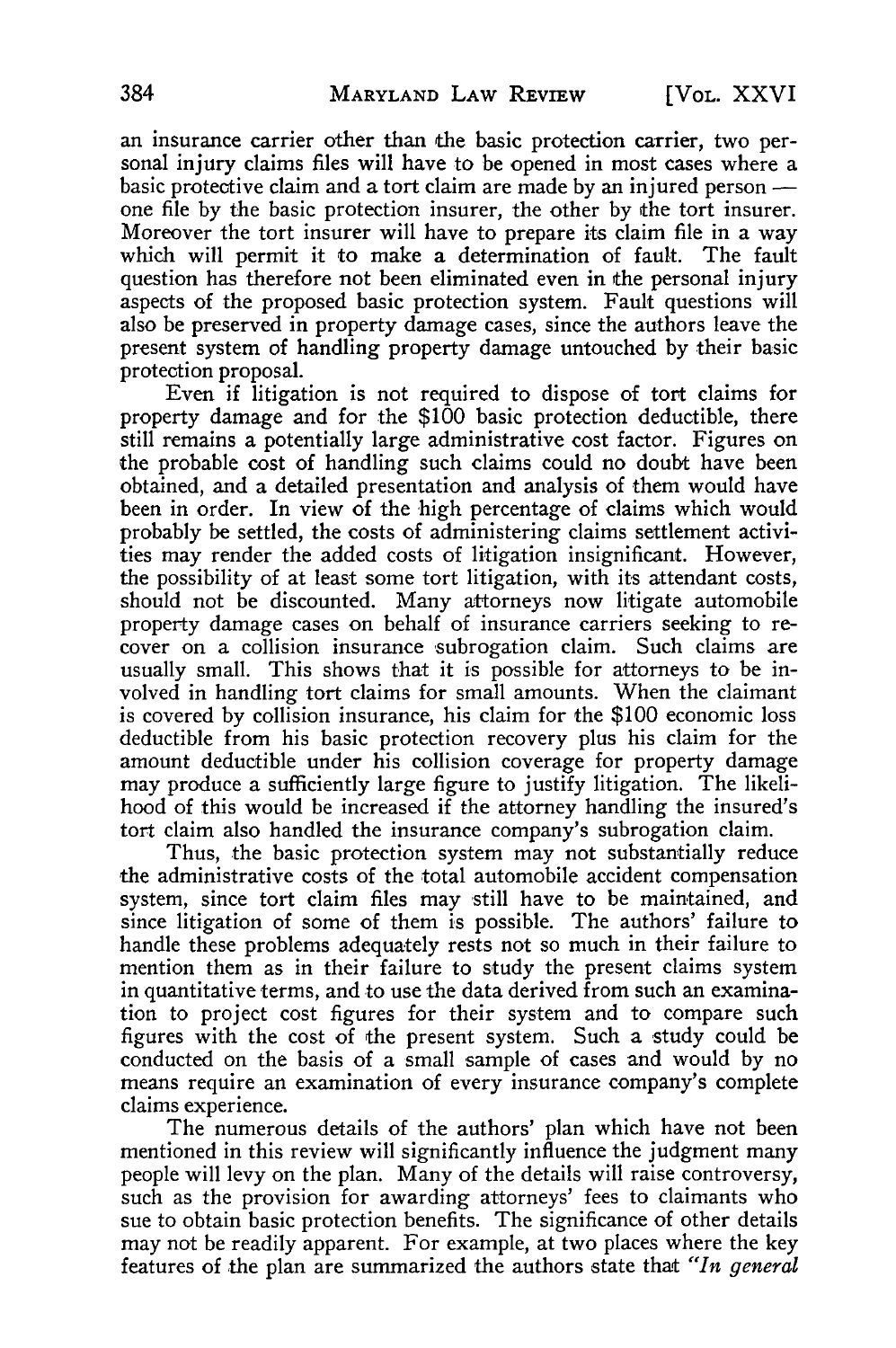an insurance carrier other than the basic protection carrier, two personal injury claims files will have to be opened in most cases where a basic protective claim and a tort claim are made by an injured person — one file by the basic protection insurer, the other by the tort insurer. Moreover the tort insurer will have to prepare its claim file in a way which will permit it to make a determination of fault. The fault question has therefore not been eliminated even in the personal injury aspects of the proposed basic protection system. Fault questions will also be preserved in property damage cases, since the authors leave the present system of handling property damage untouched by their basic protection proposal.

Even if litigation is not required to dispose of tort claims for property damage and for the $100 basic protection deductible, there still remains a potentially large administrative cost factor. Figures on the probable cost of handling such claims could no doubt have been obtained, and a detailed presentation and analysis of them would have been in order. In view of the high percentage of claims which would probably be settled, the costs of administering claims settlement activities may render the added costs of litigation insignificant. However, the possibility of at least some tort litigation, with its attendant costs, should not be discounted. Many attorneys now litigate automobile property damage cases on behalf of insurance carriers seeking to recover on a collision insurance subrogation claim. Such claims are usually small. This shows that it is possible for attorneys to be involved in handling tort claims for small amounts. When the claimant is covered by collision insurance, his claim for the $100 economic loss deductible from his basic protection recovery plus his claim for the amount deductible under his collision coverage for property damage may produce a sufficiently large figure to justify litigation. The likelihood of this would be increased if the attorney handling the insured's tort claim also handled the insurance company's subrogation claim.

Thus, the basic protection system may not substantially reduce the administrative costs of the total automobile accident compensation system, since tort claim files may still have to be maintained, and since litigation of some of them is possible. The authors' failure to handle these problems adequately rests not so much in their failure to mention them as in their failure to study the present claims system in quantitative terms, and to use the data derived from such an examination to project cost figures for their system and to compare such figures with the cost of the present system. Such a study could be conducted on the basis of a small sample of cases and would by no means require an examination of every insurance company's complete claims experience.

The numerous details of the authors' plan which have not been mentioned in this review will significantly influence the judgment many people will levy on the plan. Many of the details will raise controversy, such as the provision for awarding attorneys' fees to claimants who sue to obtain basic protection benefits. The significance of other details may not be readily apparent. For example, at two places where the key features of the plan are summarized the authors state that *"In general*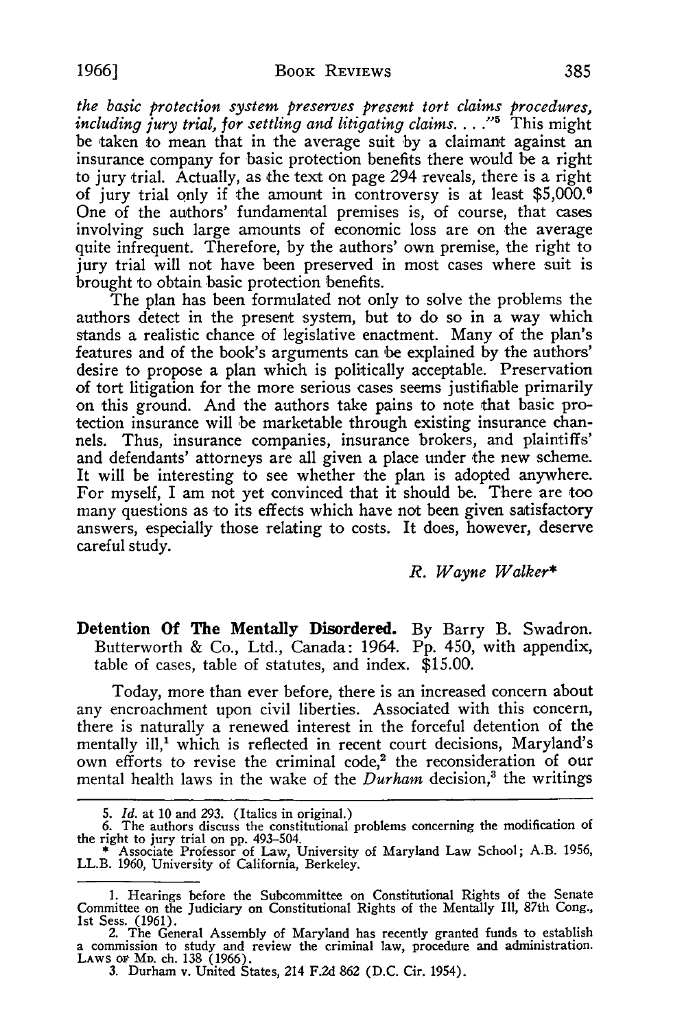*the basic protection system preserves present tort claims procedures, including jury trial, for settling and litigating claims. . . .*"[5] This might be taken to mean that in the average suit by a claimant against an insurance company for basic protection benefits there would be a right to jury trial. Actually, as the text on page 294 reveals, there is a right of jury trial only if the amount in controversy is at least $5,000.[6] One of the authors' fundamental premises is, of course, that cases involving such large amounts of economic loss are on the average quite infrequent. Therefore, by the authors' own premise, the right to jury trial will not have been preserved in most cases where suit is brought to obtain basic protection benefits.

The plan has been formulated not only to solve the problems the authors detect in the present system, but to do so in a way which stands a realistic chance of legislative enactment. Many of the plan's features and of the book's arguments can be explained by the authors' desire to propose a plan which is politically acceptable. Preservation of tort litigation for the more serious cases seems justifiable primarily on this ground. And the authors take pains to note that basic protection insurance will be marketable through existing insurance channels. Thus, insurance companies, insurance brokers, and plaintiffs' and defendants' attorneys are all given a place under the new scheme. It will be interesting to see whether the plan is adopted anywhere. For myself, I am not yet convinced that it should be. There are too many questions as to its effects which have not been given satisfactory answers, especially those relating to costs. It does, however, deserve careful study.

*R. Wayne Walker**

---

5. *Id.* at 10 and 293. (Italics in original.)

6. The authors discuss the constitutional problems concerning the modification of the right to jury trial on pp. 493-504.

\* Associate Professor of Law, University of Maryland Law School; A.B. 1956, LL.B. 1960, University of California, Berkeley.

---

**Detention Of The Mentally Disordered.** By Barry B. Swadron. Butterworth & Co., Ltd., Canada: 1964. Pp. 450, with appendix, table of cases, table of statutes, and index. $15.00.

Today, more than ever before, there is an increased concern about any encroachment upon civil liberties. Associated with this concern, there is naturally a renewed interest in the forceful detention of the mentally ill,[1] which is reflected in recent court decisions, Maryland's own efforts to revise the criminal code,[2] the reconsideration of our mental health laws in the wake of the *Durham* decision,[3] the writings

---

1. Hearings before the Subcommittee on Constitutional Rights of the Senate Committee on the Judiciary on Constitutional Rights of the Mentally Ill, 87th Cong., 1st Sess. (1961).

2. The General Assembly of Maryland has recently granted funds to establish a commission to study and review the criminal law, procedure and administration. LAWS OF MD. ch. 138 (1966).

3. Durham v. United States, 214 F.2d 862 (D.C. Cir. 1954).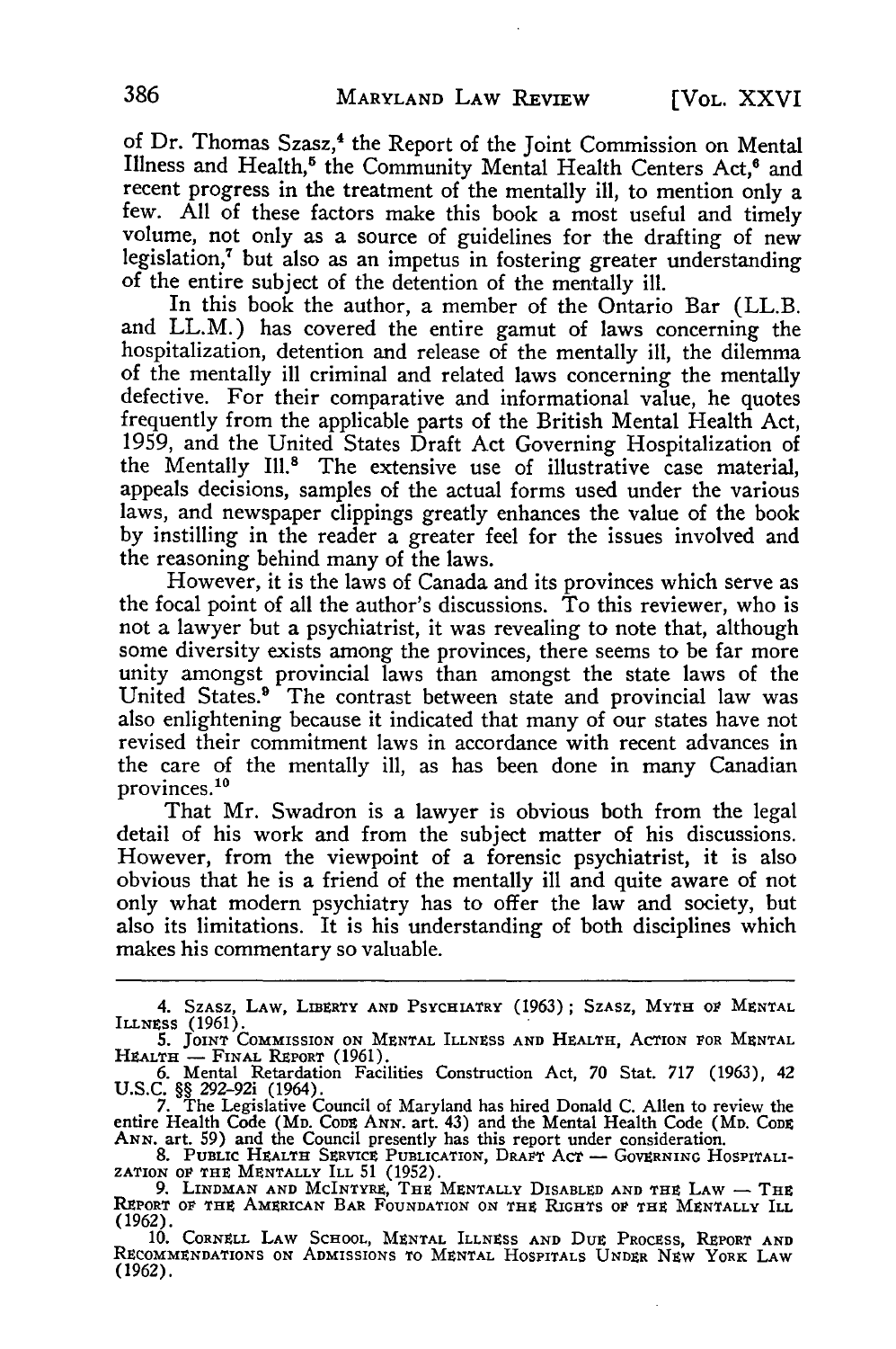of Dr. Thomas Szasz,[4] the Report of the Joint Commission on Mental Illness and Health,[5] the Community Mental Health Centers Act,[6] and recent progress in the treatment of the mentally ill, to mention only a few. All of these factors make this book a most useful and timely volume, not only as a source of guidelines for the drafting of new legislation,[7] but also as an impetus in fostering greater understanding of the entire subject of the detention of the mentally ill.

In this book the author, a member of the Ontario Bar (LL.B. and LL.M.) has covered the entire gamut of laws concerning the hospitalization, detention and release of the mentally ill, the dilemma of the mentally ill criminal and related laws concerning the mentally defective. For their comparative and informational value, he quotes frequently from the applicable parts of the British Mental Health Act, 1959, and the United States Draft Act Governing Hospitalization of the Mentally Ill.[8] The extensive use of illustrative case material, appeals decisions, samples of the actual forms used under the various laws, and newspaper clippings greatly enhances the value of the book by instilling in the reader a greater feel for the issues involved and the reasoning behind many of the laws.

However, it is the laws of Canada and its provinces which serve as the focal point of all the author's discussions. To this reviewer, who is not a lawyer but a psychiatrist, it was revealing to note that, although some diversity exists among the provinces, there seems to be far more unity amongst provincial laws than amongst the state laws of the United States.[9] The contrast between state and provincial law was also enlightening because it indicated that many of our states have not revised their commitment laws in accordance with recent advances in the care of the mentally ill, as has been done in many Canadian provinces.[10]

That Mr. Swadron is a lawyer is obvious both from the legal detail of his work and from the subject matter of his discussions. However, from the viewpoint of a forensic psychiatrist, it is also obvious that he is a friend of the mentally ill and quite aware of not only what modern psychiatry has to offer the law and society, but also its limitations. It is his understanding of both disciplines which makes his commentary so valuable.

---

4. SZASZ, LAW, LIBERTY AND PSYCHIATRY (1963); SZASZ, MYTH OF MENTAL ILLNESS (1961).

5. JOINT COMMISSION ON MENTAL ILLNESS AND HEALTH, ACTION FOR MENTAL HEALTH — FINAL REPORT (1961).

6. Mental Retardation Facilities Construction Act, 70 Stat. 717 (1963), 42 U.S.C. §§ 292-92i (1964).

7. The Legislative Council of Maryland has hired Donald C. Allen to review the entire Health Code (MD. CODE ANN. art. 43) and the Mental Health Code (MD. CODE ANN. art. 59) and the Council presently has this report under consideration.

8. PUBLIC HEALTH SERVICE PUBLICATION, DRAFT ACT — GOVERNING HOSPITALIZATION OF THE MENTALLY ILL 51 (1952).

9. LINDMAN AND MCINTYRE, THE MENTALLY DISABLED AND THE LAW — THE REPORT OF THE AMERICAN BAR FOUNDATION ON THE RIGHTS OF THE MENTALLY ILL (1962).

10. CORNELL LAW SCHOOL, MENTAL ILLNESS AND DUE PROCESS, REPORT AND RECOMMENDATIONS ON ADMISSIONS TO MENTAL HOSPITALS UNDER NEW YORK LAW (1962).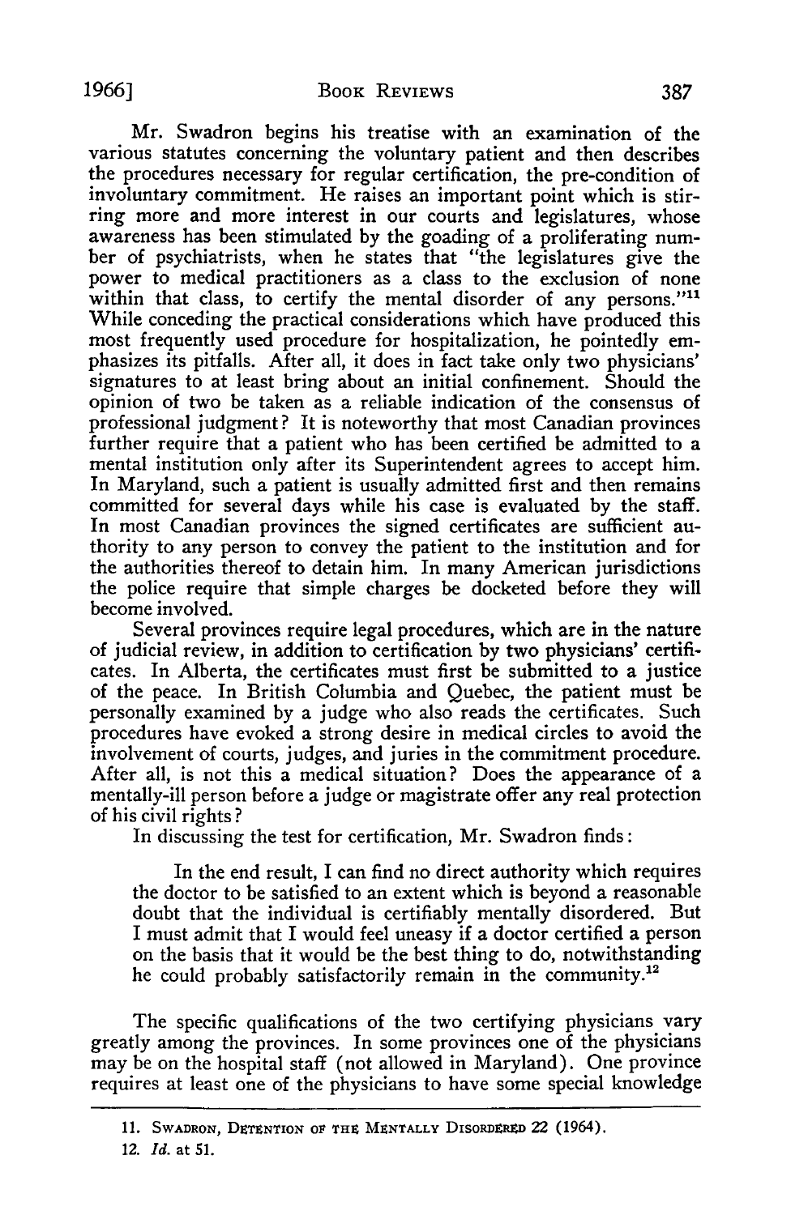Mr. Swadron begins his treatise with an examination of the various statutes concerning the voluntary patient and then describes the procedures necessary for regular certification, the pre-condition of involuntary commitment. He raises an important point which is stirring more and more interest in our courts and legislatures, whose awareness has been stimulated by the goading of a proliferating number of psychiatrists, when he states that "the legislatures give the power to medical practitioners as a class to the exclusion of none within that class, to certify the mental disorder of any persons."[11] While conceding the practical considerations which have produced this most frequently used procedure for hospitalization, he pointedly emphasizes its pitfalls. After all, it does in fact take only two physicians' signatures to at least bring about an initial confinement. Should the opinion of two be taken as a reliable indication of the consensus of professional judgment? It is noteworthy that most Canadian provinces further require that a patient who has been certified be admitted to a mental institution only after its Superintendent agrees to accept him. In Maryland, such a patient is usually admitted first and then remains committed for several days while his case is evaluated by the staff. In most Canadian provinces the signed certificates are sufficient authority to any person to convey the patient to the institution and for the authorities thereof to detain him. In many American jurisdictions the police require that simple charges be docketed before they will become involved.

Several provinces require legal procedures, which are in the nature of judicial review, in addition to certification by two physicians' certificates. In Alberta, the certificates must first be submitted to a justice of the peace. In British Columbia and Quebec, the patient must be personally examined by a judge who also reads the certificates. Such procedures have evoked a strong desire in medical circles to avoid the involvement of courts, judges, and juries in the commitment procedure. After all, is not this a medical situation? Does the appearance of a mentally-ill person before a judge or magistrate offer any real protection of his civil rights?

In discussing the test for certification, Mr. Swadron finds:

> In the end result, I can find no direct authority which requires the doctor to be satisfied to an extent which is beyond a reasonable doubt that the individual is certifiably mentally disordered. But I must admit that I would feel uneasy if a doctor certified a person on the basis that it would be the best thing to do, notwithstanding he could probably satisfactorily remain in the community.[12]

The specific qualifications of the two certifying physicians vary greatly among the provinces. In some provinces one of the physicians may be on the hospital staff (not allowed in Maryland). One province requires at least one of the physicians to have some special knowledge

---

11. Swadron, Detention of the Mentally Disordered 22 (1964).

12. *Id.* at 51.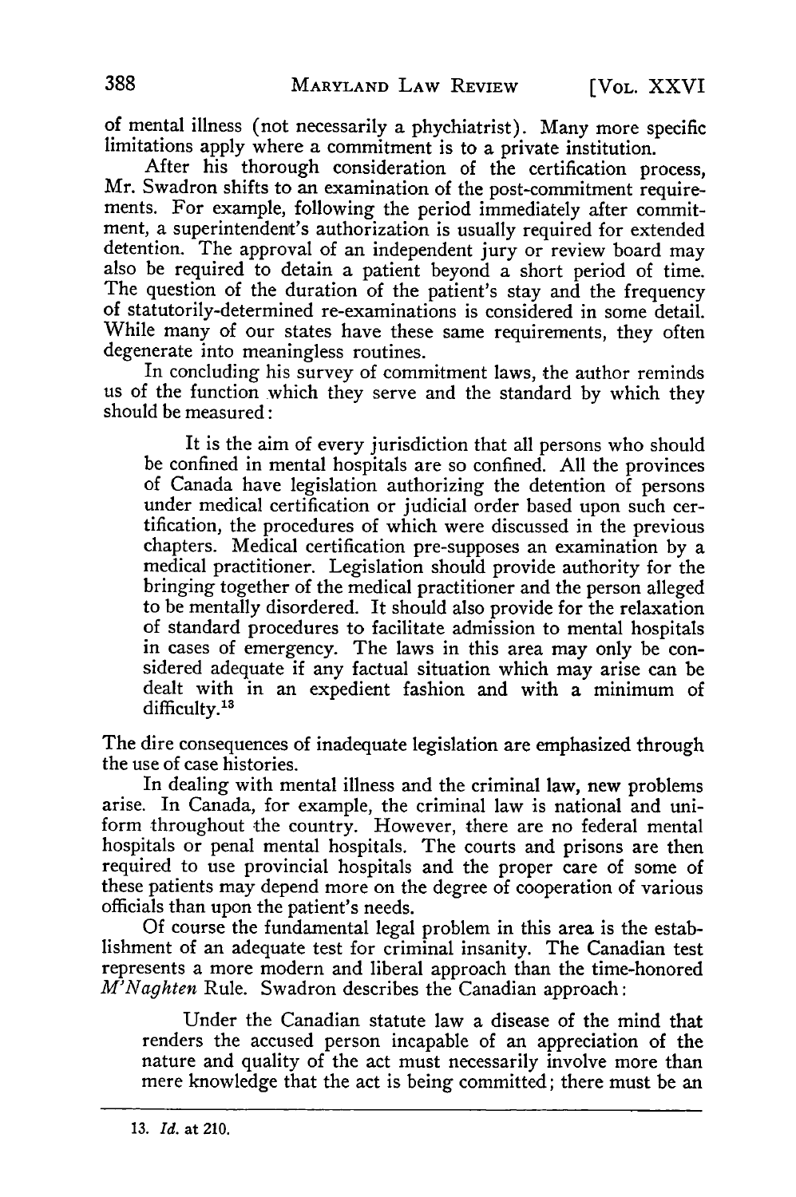of mental illness (not necessarily a phychiatrist). Many more specific limitations apply where a commitment is to a private institution.

After his thorough consideration of the certification process, Mr. Swadron shifts to an examination of the post-commitment requirements. For example, following the period immediately after commitment, a superintendent's authorization is usually required for extended detention. The approval of an independent jury or review board may also be required to detain a patient beyond a short period of time. The question of the duration of the patient's stay and the frequency of statutorily-determined re-examinations is considered in some detail. While many of our states have these same requirements, they often degenerate into meaningless routines.

In concluding his survey of commitment laws, the author reminds us of the function which they serve and the standard by which they should be measured:

> It is the aim of every jurisdiction that all persons who should be confined in mental hospitals are so confined. All the provinces of Canada have legislation authorizing the detention of persons under medical certification or judicial order based upon such certification, the procedures of which were discussed in the previous chapters. Medical certification pre-supposes an examination by a medical practitioner. Legislation should provide authority for the bringing together of the medical practitioner and the person alleged to be mentally disordered. It should also provide for the relaxation of standard procedures to facilitate admission to mental hospitals in cases of emergency. The laws in this area may only be considered adequate if any factual situation which may arise can be dealt with in an expedient fashion and with a minimum of difficulty.[13]

The dire consequences of inadequate legislation are emphasized through the use of case histories.

In dealing with mental illness and the criminal law, new problems arise. In Canada, for example, the criminal law is national and uniform throughout the country. However, there are no federal mental hospitals or penal mental hospitals. The courts and prisons are then required to use provincial hospitals and the proper care of some of these patients may depend more on the degree of cooperation of various officials than upon the patient's needs.

Of course the fundamental legal problem in this area is the establishment of an adequate test for criminal insanity. The Canadian test represents a more modern and liberal approach than the time-honored *M'Naghten* Rule. Swadron describes the Canadian approach:

> Under the Canadian statute law a disease of the mind that renders the accused person incapable of an appreciation of the nature and quality of the act must necessarily involve more than mere knowledge that the act is being committed; there must be an

---

13. *Id.* at 210.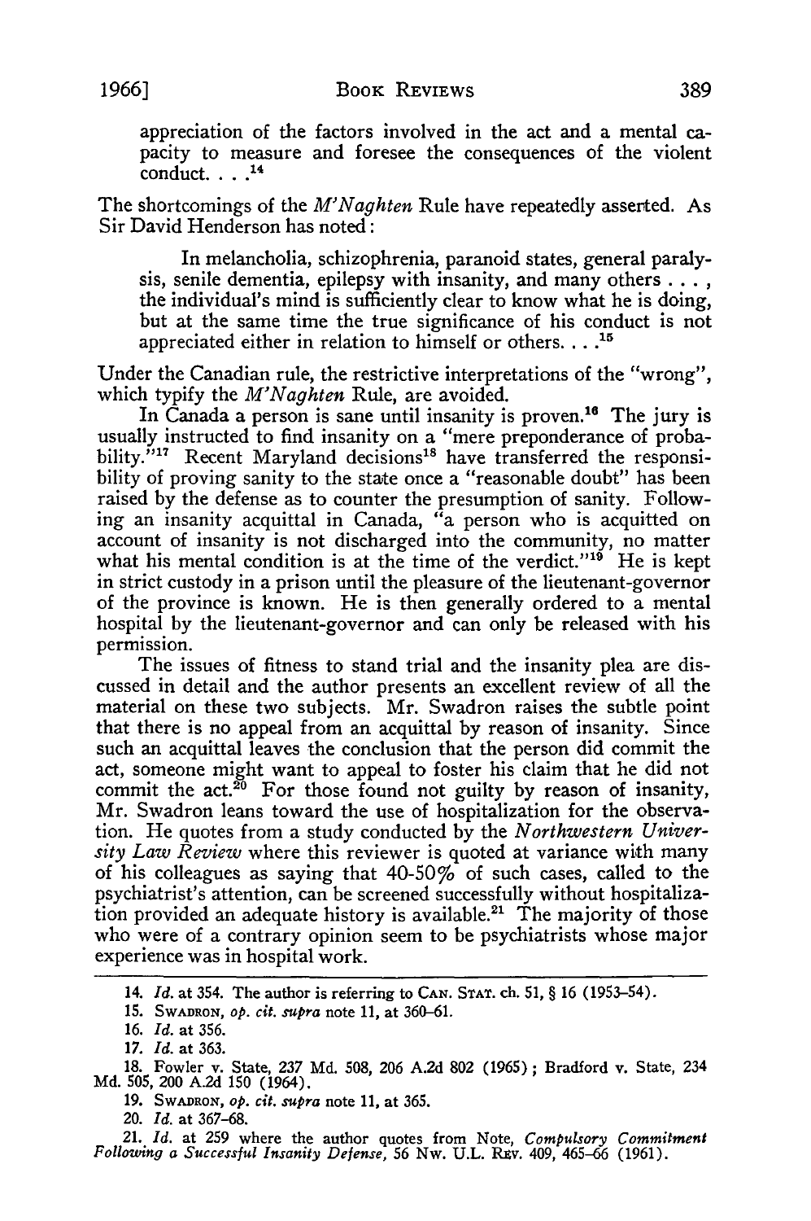appreciation of the factors involved in the act and a mental capacity to measure and foresee the consequences of the violent conduct. . . .[14]

The shortcomings of the *M'Naghten* Rule have repeatedly asserted. As Sir David Henderson has noted:

> In melancholia, schizophrenia, paranoid states, general paralysis, senile dementia, epilepsy with insanity, and many others . . . , the individual's mind is sufficiently clear to know what he is doing, but at the same time the true significance of his conduct is not appreciated either in relation to himself or others. . . .[15]

Under the Canadian rule, the restrictive interpretations of the "wrong", which typify the *M'Naghten* Rule, are avoided.

In Canada a person is sane until insanity is proven.[16] The jury is usually instructed to find insanity on a "mere preponderance of probability."[17] Recent Maryland decisions[18] have transferred the responsibility of proving sanity to the state once a "reasonable doubt" has been raised by the defense as to counter the presumption of sanity. Following an insanity acquittal in Canada, "a person who is acquitted on account of insanity is not discharged into the community, no matter what his mental condition is at the time of the verdict."[19] He is kept in strict custody in a prison until the pleasure of the lieutenant-governor of the province is known. He is then generally ordered to a mental hospital by the lieutenant-governor and can only be released with his permission.

The issues of fitness to stand trial and the insanity plea are discussed in detail and the author presents an excellent review of all the material on these two subjects. Mr. Swadron raises the subtle point that there is no appeal from an acquittal by reason of insanity. Since such an acquittal leaves the conclusion that the person did commit the act, someone might want to appeal to foster his claim that he did not commit the act.[20] For those found not guilty by reason of insanity, Mr. Swadron leans toward the use of hospitalization for the observation. He quotes from a study conducted by the *Northwestern University Law Review* where this reviewer is quoted at variance with many of his colleagues as saying that 40-50% of such cases, called to the psychiatrist's attention, can be screened successfully without hospitalization provided an adequate history is available.[21] The majority of those who were of a contrary opinion seem to be psychiatrists whose major experience was in hospital work.

---

14. *Id.* at 354. The author is referring to CAN. STAT. ch. 51, § 16 (1953–54).

15. SWADRON, *op. cit. supra* note 11, at 360–61.

16. *Id.* at 356.

17. *Id.* at 363.

18. Fowler v. State, 237 Md. 508, 206 A.2d 802 (1965); Bradford v. State, 234 Md. 505, 200 A.2d 150 (1964).

19. SWADRON, *op. cit. supra* note 11, at 365.

20. *Id.* at 367–68.

21. *Id.* at 259 where the author quotes from Note, *Compulsory Commitment Following a Successful Insanity Defense*, 56 Nw. U.L. REV. 409, 465–66 (1961).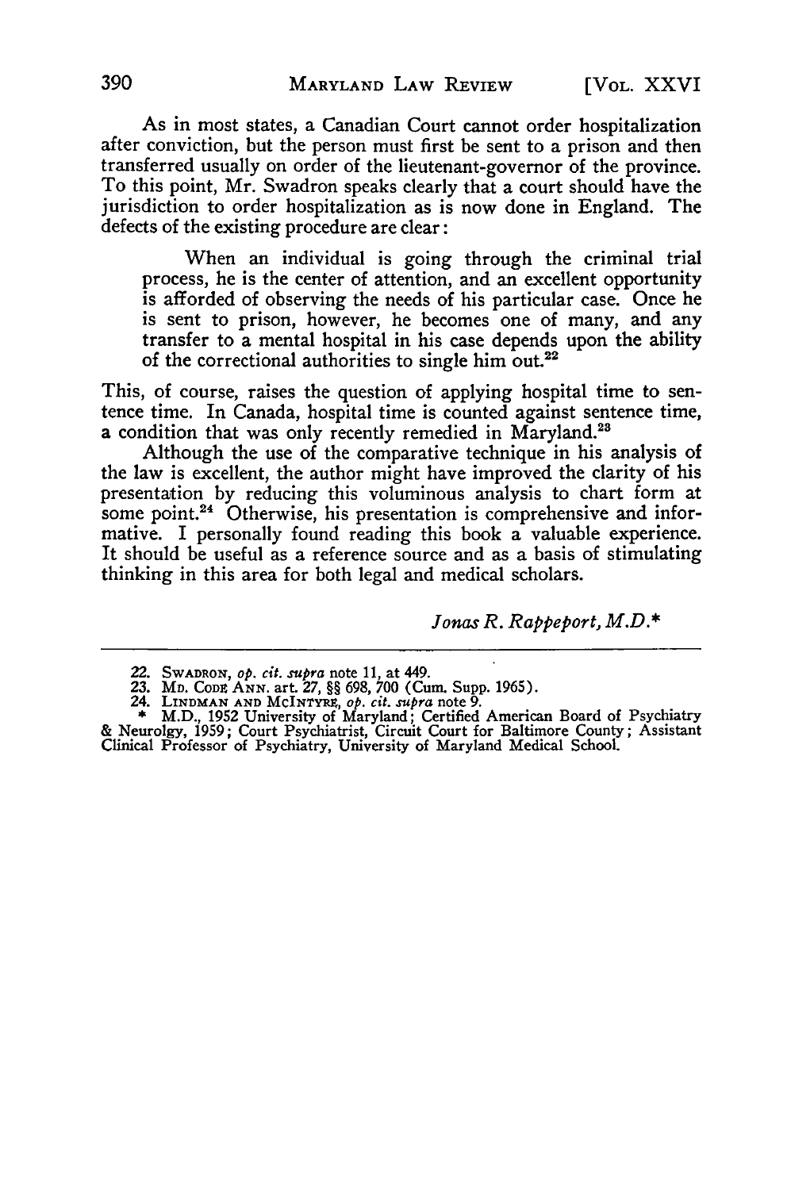As in most states, a Canadian Court cannot order hospitalization after conviction, but the person must first be sent to a prison and then transferred usually on order of the lieutenant-governor of the province. To this point, Mr. Swadron speaks clearly that a court should have the jurisdiction to order hospitalization as is now done in England. The defects of the existing procedure are clear:

> When an individual is going through the criminal trial process, he is the center of attention, and an excellent opportunity is afforded of observing the needs of his particular case. Once he is sent to prison, however, he becomes one of many, and any transfer to a mental hospital in his case depends upon the ability of the correctional authorities to single him out.[22]

This, of course, raises the question of applying hospital time to sentence time. In Canada, hospital time is counted against sentence time, a condition that was only recently remedied in Maryland.[23]

Although the use of the comparative technique in his analysis of the law is excellent, the author might have improved the clarity of his presentation by reducing this voluminous analysis to chart form at some point.[24] Otherwise, his presentation is comprehensive and informative. I personally found reading this book a valuable experience. It should be useful as a reference source and as a basis of stimulating thinking in this area for both legal and medical scholars.

*Jonas R. Rappeport, M.D.**

---

22. SWADRON, *op. cit. supra* note 11, at 449.
23. MD. CODE ANN. art. 27, §§ 698, 700 (Cum. Supp. 1965).
24. LINDMAN AND MCINTYRE, *op. cit. supra* note 9.

\* M.D., 1952 University of Maryland; Certified American Board of Psychiatry & Neurolgy, 1959; Court Psychiatrist, Circuit Court for Baltimore County; Assistant Clinical Professor of Psychiatry, University of Maryland Medical School.